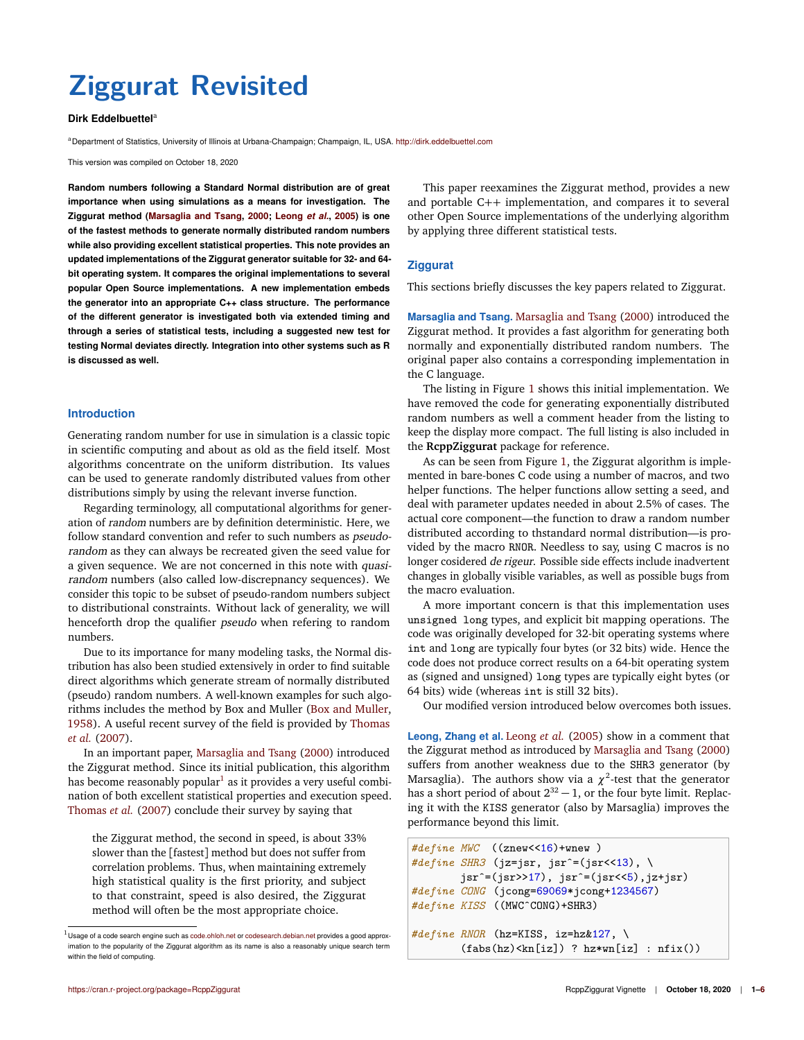# Ziggurat Revisited

**Dirk Eddelbuettel**[a]

[a]Department of Statistics, University of Illinois at Urbana-Champaign; Champaign, IL, USA. http://dirk.eddelbuettel.com

This version was compiled on October 18, 2020

**Random numbers following a Standard Normal distribution are of great importance when using simulations as a means for investigation. The Ziggurat method (Marsaglia and Tsang, 2000; Leong *et al.*, 2005) is one of the fastest methods to generate normally distributed random numbers while also providing excellent statistical properties. This note provides an updated implementations of the Ziggurat generator suitable for 32- and 64-bit operating system. It compares the original implementations to several popular Open Source implementations. A new implementation embeds the generator into an appropriate C++ class structure. The performance of the different generator is investigated both via extended timing and through a series of statistical tests, including a suggested new test for testing Normal deviates directly. Integration into other systems such as R is discussed as well.**

## Introduction

Generating random number for use in simulation is a classic topic in scientific computing and about as old as the field itself. Most algorithms concentrate on the uniform distribution. Its values can be used to generate randomly distributed values from other distributions simply by using the relevant inverse function.

Regarding terminology, all computational algorithms for generation of *random* numbers are by definition deterministic. Here, we follow standard convention and refer to such numbers as *pseudo-random* as they can always be recreated given the seed value for a given sequence. We are not concerned in this note with *quasi-random* numbers (also called low-discrepnancy sequences). We consider this topic to be subset of pseudo-random numbers subject to distributional constraints. Without lack of generality, we will henceforth drop the qualifier *pseudo* when refering to random numbers.

Due to its importance for many modeling tasks, the Normal distribution has also been studied extensively in order to find suitable direct algorithms which generate stream of normally distributed (pseudo) random numbers. A well-known examples for such algorithms includes the method by Box and Muller (Box and Muller, 1958). A useful recent survey of the field is provided by Thomas *et al.* (2007).

In an important paper, Marsaglia and Tsang (2000) introduced the Ziggurat method. Since its initial publication, this algorithm has become reasonably popular[1] as it provides a very useful combination of both excellent statistical properties and execution speed. Thomas *et al.* (2007) conclude their survey by saying that

> the Ziggurat method, the second in speed, is about 33% slower than the [fastest] method but does not suffer from correlation problems. Thus, when maintaining extremely high statistical quality is the first priority, and subject to that constraint, speed is also desired, the Ziggurat method will often be the most appropriate choice.

[1] Usage of a code search engine such as code.ohloh.net or codesearch.debian.net provides a good approximation to the popularity of the Ziggurat algorithm as its name is also a reasonably unique search term within the field of computing.

This paper reexamines the Ziggurat method, provides a new and portable C++ implementation, and compares it to several other Open Source implementations of the underlying algorithm by applying three different statistical tests.

## Ziggurat

This sections briefly discusses the key papers related to Ziggurat.

**Marsaglia and Tsang.** Marsaglia and Tsang (2000) introduced the Ziggurat method. It provides a fast algorithm for generating both normally and exponentially distributed random numbers. The original paper also contains a corresponding implementation in the C language.

The listing in Figure 1 shows this initial implementation. We have removed the code for generating exponentially distributed random numbers as well a comment header from the listing to keep the display more compact. The full listing is also included in the **RcppZiggurat** package for reference.

As can be seen from Figure 1, the Ziggurat algorithm is implemented in bare-bones C code using a number of macros, and two helper functions. The helper functions allow setting a seed, and deal with parameter updates needed in about 2.5% of cases. The actual core component—the function to draw a random number distributed according to thstandard normal distribution—is provided by the macro RNOR. Needless to say, using C macros is no longer cosidered *de rigeur*. Possible side effects include inadvertent changes in globally visible variables, as well as possible bugs from the macro evaluation.

A more important concern is that this implementation uses `unsigned long` types, and explicit bit mapping operations. The code was originally developed for 32-bit operating systems where `int` and `long` are typically four bytes (or 32 bits) wide. Hence the code does not produce correct results on a 64-bit operating system as (signed and unsigned) `long` types are typically eight bytes (or 64 bits) wide (whereas `int` is still 32 bits).

Our modified version introduced below overcomes both issues.

**Leong, Zhang et al.** Leong *et al.* (2005) show in a comment that the Ziggurat method as introduced by Marsaglia and Tsang (2000) suffers from another weakness due to the SHR3 generator (by Marsaglia). The authors show via a $\chi^2$-test that the generator has a short period of about $2^{32}-1$, or the four byte limit. Replacing it with the KISS generator (also by Marsaglia) improves the performance beyond this limit.

```
#define MWC  ((znew<<16)+wnew )
#define SHR3 (jz=jsr, jsr^=(jsr<<13), \
        jsr^=(jsr>>17), jsr^=(jsr<<5),jz+jsr)
#define CONG (jcong=69069*jcong+1234567)
#define KISS ((MWC^CONG)+SHR3)

#define RNOR (hz=KISS, iz=hz&127, \
        (fabs(hz)<kn[iz]) ? hz*wn[iz] : nfix())
```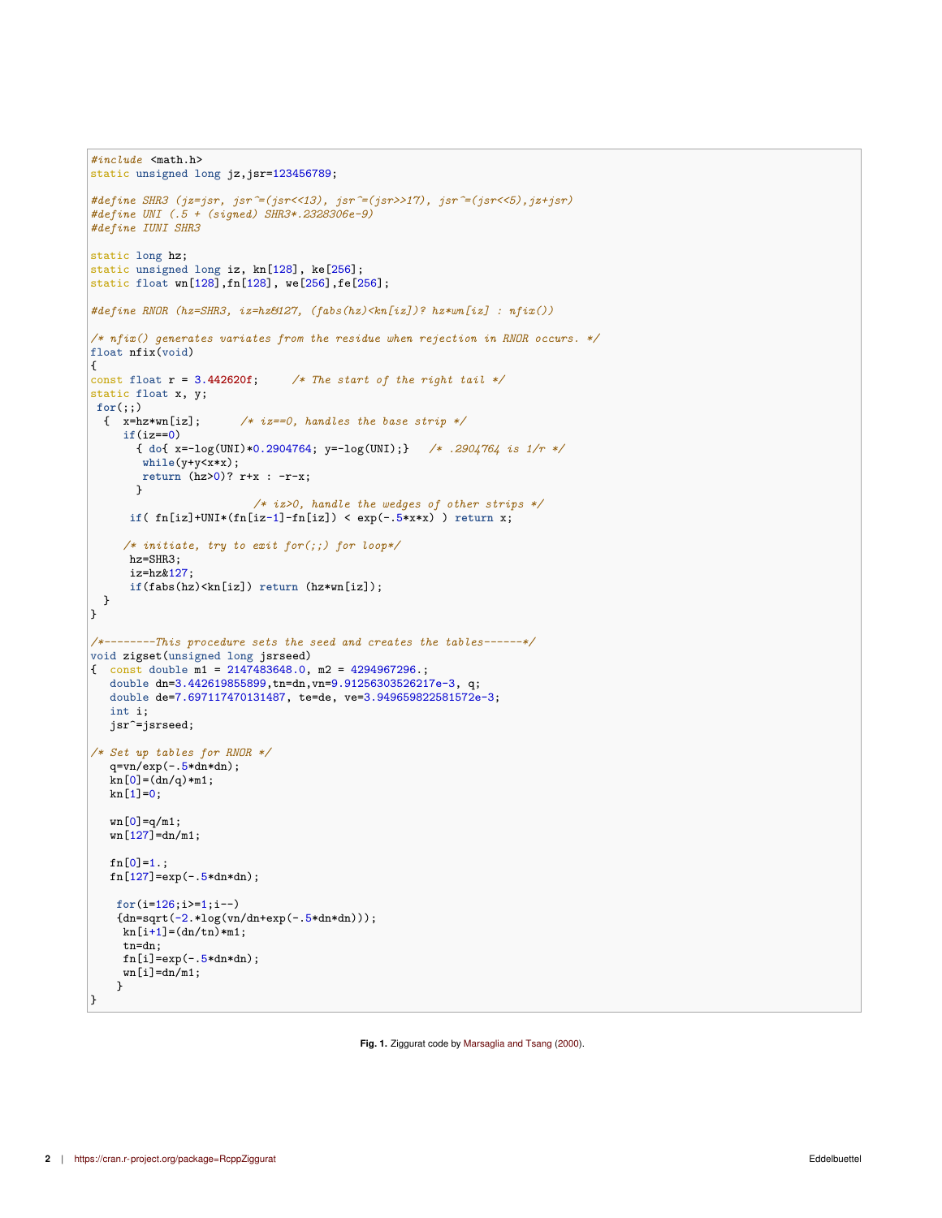```
#include <math.h>
static unsigned long jz,jsr=123456789;

#define SHR3 (jz=jsr, jsr^=(jsr<<13), jsr^=(jsr>>17), jsr^=(jsr<<5),jz+jsr)
#define UNI (.5 + (signed) SHR3*.2328306e-9)
#define IUNI SHR3

static long hz;
static unsigned long iz, kn[128], ke[256];
static float wn[128],fn[128], we[256],fe[256];

#define RNOR (hz=SHR3, iz=hz&127, (fabs(hz)<kn[iz])? hz*wn[iz] : nfix())

/* nfix() generates variates from the residue when rejection in RNOR occurs. */
float nfix(void)
{
const float r = 3.442620f;     /* The start of the right tail */
static float x, y;
 for(;;)
  {  x=hz*wn[iz];      /* iz==0, handles the base strip */
     if(iz==0)
       { do{ x=-log(UNI)*0.2904764; y=-log(UNI);}   /* .2904764 is 1/r */
        while(y+y<x*x);
        return (hz>0)? r+x : -r-x;
       }
                         /* iz>0, handle the wedges of other strips */
      if( fn[iz]+UNI*(fn[iz-1]-fn[iz]) < exp(-.5*x*x) ) return x;

     /* initiate, try to exit for(;;) for loop*/
      hz=SHR3;
      iz=hz&127;
      if(fabs(hz)<kn[iz]) return (hz*wn[iz]);
  }
}

/*--------This procedure sets the seed and creates the tables------*/
void zigset(unsigned long jsrseed)
{  const double m1 = 2147483648.0, m2 = 4294967296.;
   double dn=3.442619855899,tn=dn,vn=9.91256303526217e-3, q;
   double de=7.697117470131487, te=de, ve=3.949659822581572e-3;
   int i;
   jsr^=jsrseed;

/* Set up tables for RNOR */
   q=vn/exp(-.5*dn*dn);
   kn[0]=(dn/q)*m1;
   kn[1]=0;

   wn[0]=q/m1;
   wn[127]=dn/m1;

   fn[0]=1.;
   fn[127]=exp(-.5*dn*dn);

    for(i=126;i>=1;i--)
    {dn=sqrt(-2.*log(vn/dn+exp(-.5*dn*dn)));
     kn[i+1]=(dn/tn)*m1;
     tn=dn;
     fn[i]=exp(-.5*dn*dn);
     wn[i]=dn/m1;
    }
}
```

**Fig. 1.** Ziggurat code by Marsaglia and Tsang (2000).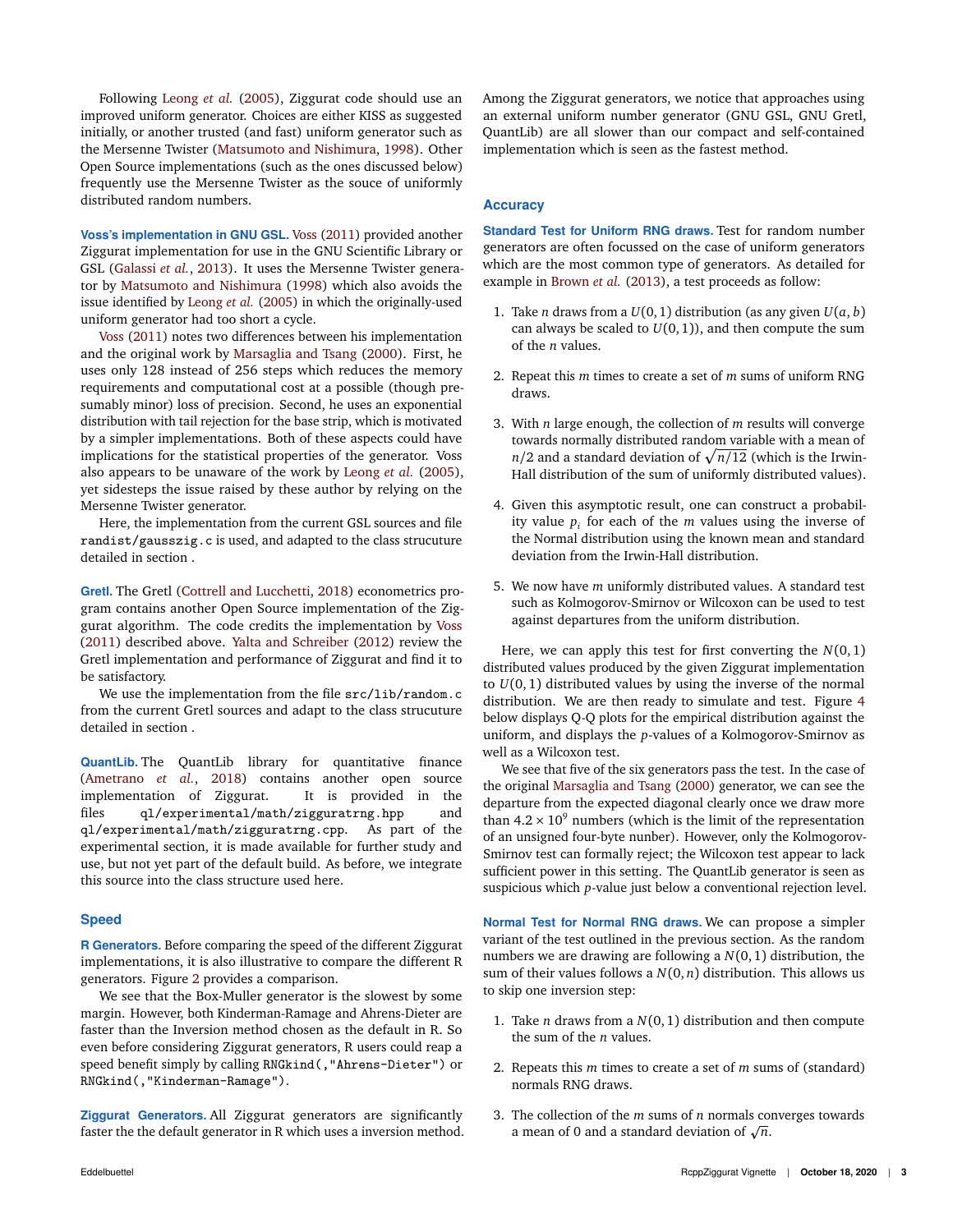Following Leong *et al.* (2005), Ziggurat code should use an improved uniform generator. Choices are either KISS as suggested initially, or another trusted (and fast) uniform generator such as the Mersenne Twister (Matsumoto and Nishimura, 1998). Other Open Source implementations (such as the ones discussed below) frequently use the Mersenne Twister as the souce of uniformly distributed random numbers.

**Voss's implementation in GNU GSL.** Voss (2011) provided another Ziggurat implementation for use in the GNU Scientific Library or GSL (Galassi *et al.*, 2013). It uses the Mersenne Twister generator by Matsumoto and Nishimura (1998) which also avoids the issue identified by Leong *et al.* (2005) in which the originally-used uniform generator had too short a cycle.

Voss (2011) notes two differences between his implementation and the original work by Marsaglia and Tsang (2000). First, he uses only 128 instead of 256 steps which reduces the memory requirements and computational cost at a possible (though presumably minor) loss of precision. Second, he uses an exponential distribution with tail rejection for the base strip, which is motivated by a simpler implementations. Both of these aspects could have implications for the statistical properties of the generator. Voss also appears to be unaware of the work by Leong *et al.* (2005), yet sidesteps the issue raised by these author by relying on the Mersenne Twister generator.

Here, the implementation from the current GSL sources and file `randist/gausszig.c` is used, and adapted to the class strucuture detailed in section .

**Gretl.** The Gretl (Cottrell and Lucchetti, 2018) econometrics program contains another Open Source implementation of the Ziggurat algorithm. The code credits the implementation by Voss (2011) described above. Yalta and Schreiber (2012) review the Gretl implementation and performance of Ziggurat and find it to be satisfactory.

We use the implementation from the file `src/lib/random.c` from the current Gretl sources and adapt to the class strucuture detailed in section .

**QuantLib.** The QuantLib library for quantitative finance (Ametrano *et al.*, 2018) contains another open source implementation of Ziggurat. It is provided in the files `ql/experimental/math/zigguratrng.hpp` and `ql/experimental/math/zigguratrng.cpp`. As part of the experimental section, it is made available for further study and use, but not yet part of the default build. As before, we integrate this source into the class structure used here.

## Speed

**R Generators.** Before comparing the speed of the different Ziggurat implementations, it is also illustrative to compare the different R generators. Figure 2 provides a comparison.

We see that the Box-Muller generator is the slowest by some margin. However, both Kinderman-Ramage and Ahrens-Dieter are faster than the Inversion method chosen as the default in R. So even before considering Ziggurat generators, R users could reap a speed benefit simply by calling `RNGkind(,"Ahrens-Dieter")` or `RNGkind(,"Kinderman-Ramage")`.

**Ziggurat Generators.** All Ziggurat generators are significantly faster the the default generator in R which uses a inversion method. Among the Ziggurat generators, we notice that approaches using an external uniform number generator (GNU GSL, GNU Gretl, QuantLib) are all slower than our compact and self-contained implementation which is seen as the fastest method.

## Accuracy

**Standard Test for Uniform RNG draws.** Test for random number generators are often focussed on the case of uniform generators which are the most common type of generators. As detailed for example in Brown *et al.* (2013), a test proceeds as follow:

1. Take $n$ draws from a $U(0,1)$ distribution (as any given $U(a,b)$ can always be scaled to $U(0,1)$), and then compute the sum of the $n$ values.
2. Repeat this $m$ times to create a set of $m$ sums of uniform RNG draws.
3. With $n$ large enough, the collection of $m$ results will converge towards normally distributed random variable with a mean of $n/2$ and a standard deviation of $\sqrt{n/12}$ (which is the Irwin-Hall distribution of the sum of uniformly distributed values).
4. Given this asymptotic result, one can construct a probability value $p_i$ for each of the $m$ values using the inverse of the Normal distribution using the known mean and standard deviation from the Irwin-Hall distribution.
5. We now have $m$ uniformly distributed values. A standard test such as Kolmogorov-Smirnov or Wilcoxon can be used to test against departures from the uniform distribution.

Here, we can apply this test for first converting the $N(0,1)$ distributed values produced by the given Ziggurat implementation to $U(0,1)$ distributed values by using the inverse of the normal distribution. We are then ready to simulate and test. Figure 4 below displays Q-Q plots for the empirical distribution against the uniform, and displays the $p$-values of a Kolmogorov-Smirnov as well as a Wilcoxon test.

We see that five of the six generators pass the test. In the case of the original Marsaglia and Tsang (2000) generator, we can see the departure from the expected diagonal clearly once we draw more than $4.2 \times 10^9$ numbers (which is the limit of the representation of an unsigned four-byte nunber). However, only the Kolmogorov-Smirnov test can formally reject; the Wilcoxon test appear to lack sufficient power in this setting. The QuantLib generator is seen as suspicious which $p$-value just below a conventional rejection level.

**Normal Test for Normal RNG draws.** We can propose a simpler variant of the test outlined in the previous section. As the random numbers we are drawing are following a $N(0,1)$ distribution, the sum of their values follows a $N(0,n)$ distribution. This allows us to skip one inversion step:

1. Take $n$ draws from a $N(0,1)$ distribution and then compute the sum of the $n$ values.
2. Repeats this $m$ times to create a set of $m$ sums of (standard) normals RNG draws.
3. The collection of the $m$ sums of $n$ normals converges towards a mean of 0 and a standard deviation of $\sqrt{n}$.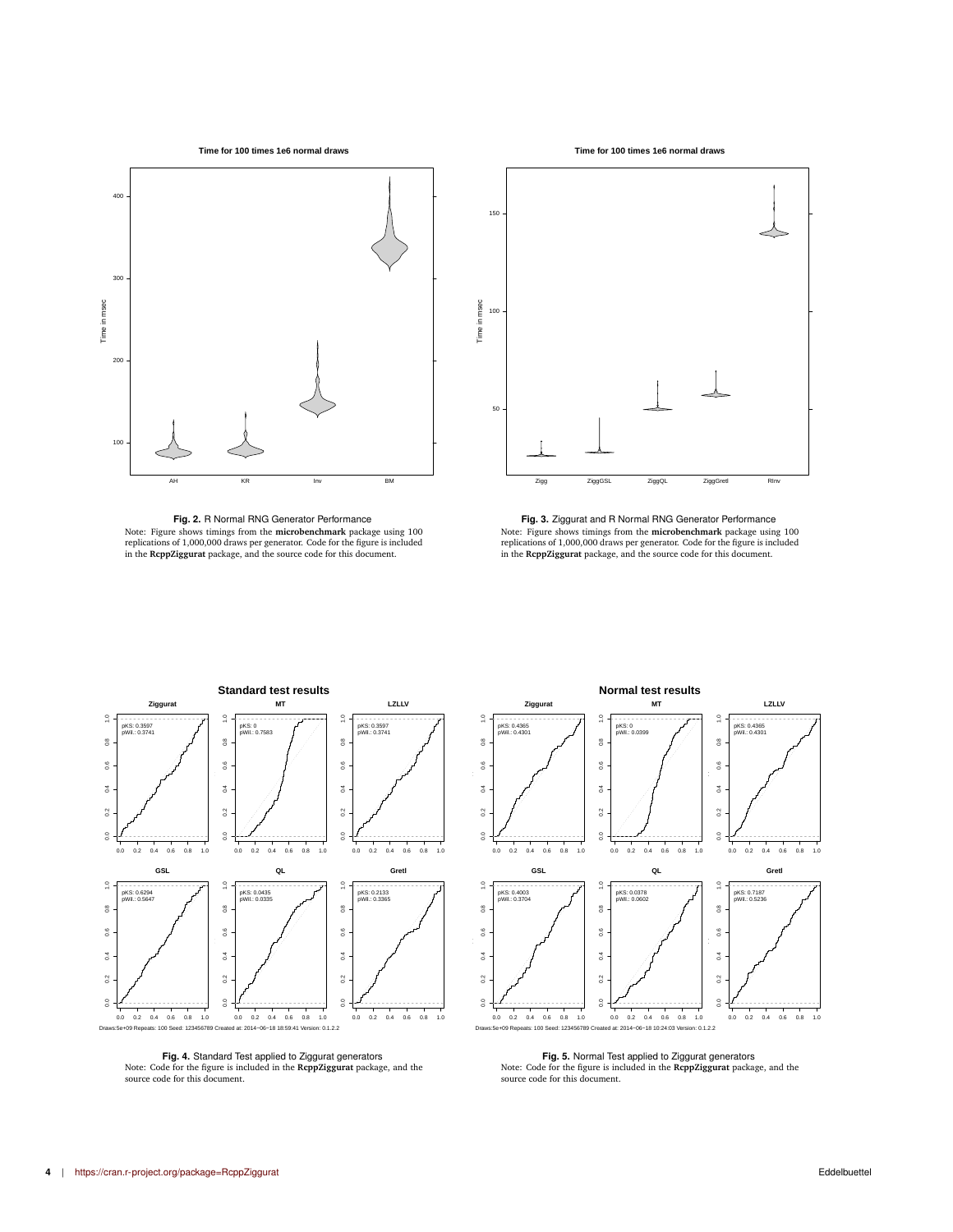**Fig. 2.** R Normal RNG Generator Performance
Note: Figure shows timings from the **microbenchmark** package using 100 replications of 1,000,000 draws per generator. Code for the figure is included in the **RcppZiggurat** package, and the source code for this document.

**Fig. 3.** Ziggurat and R Normal RNG Generator Performance
Note: Figure shows timings from the **microbenchmark** package using 100 replications of 1,000,000 draws per generator. Code for the figure is included in the **RcppZiggurat** package, and the source code for this document.

**Fig. 4.** Standard Test applied to Ziggurat generators
Note: Code for the figure is included in the **RcppZiggurat** package, and the source code for this document.

**Fig. 5.** Normal Test applied to Ziggurat generators
Note: Code for the figure is included in the **RcppZiggurat** package, and the source code for this document.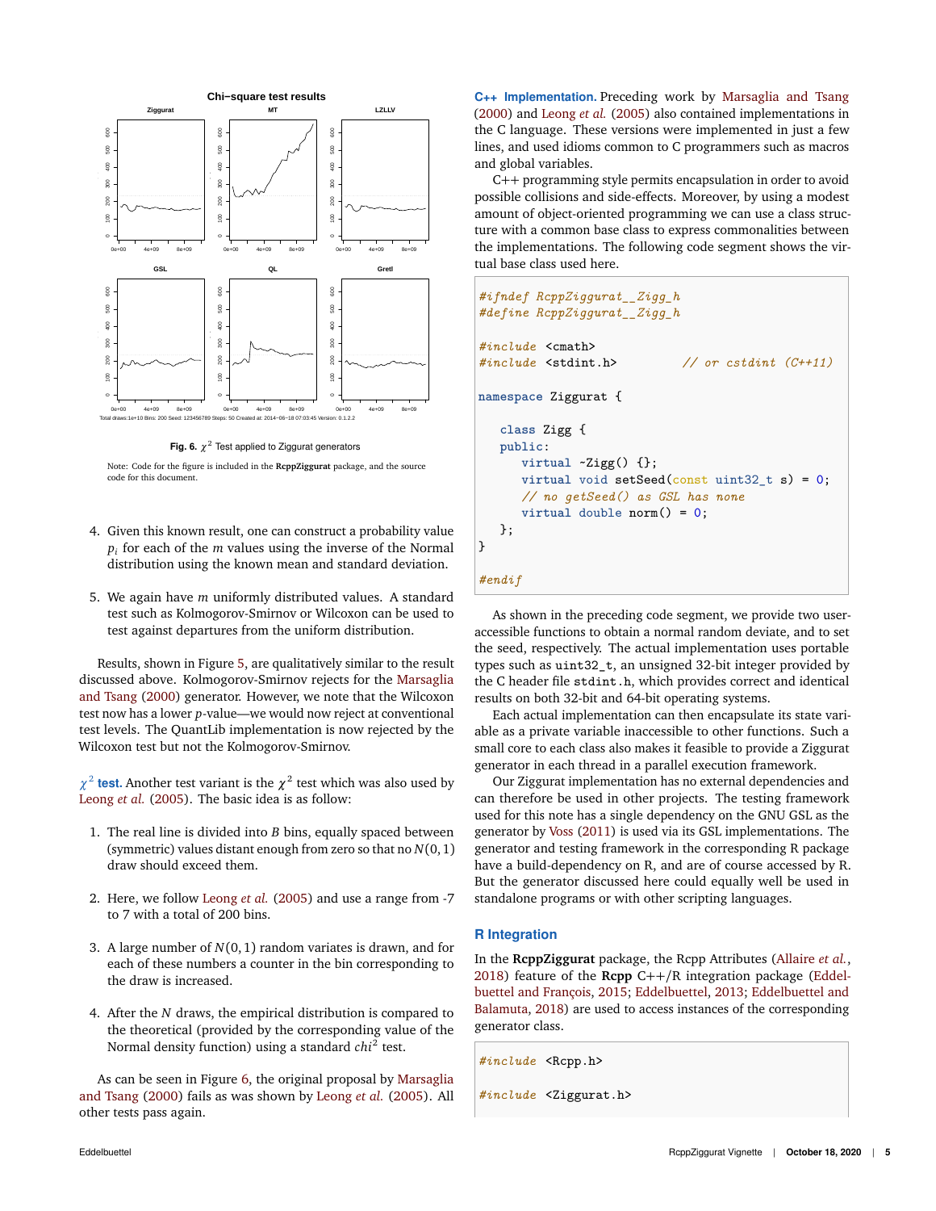Fig. 6. $\chi^2$ Test applied to Ziggurat generators

Note: Code for the figure is included in the **RcppZiggurat** package, and the source code for this document.

4. Given this known result, one can construct a probability value $p_i$ for each of the $m$ values using the inverse of the Normal distribution using the known mean and standard deviation.

5. We again have $m$ uniformly distributed values. A standard test such as Kolmogorov-Smirnov or Wilcoxon can be used to test against departures from the uniform distribution.

Results, shown in Figure 5, are qualitatively similar to the result discussed above. Kolmogorov-Smirnov rejects for the Marsaglia and Tsang (2000) generator. However, we note that the Wilcoxon test now has a lower $p$-value—we would now reject at conventional test levels. The QuantLib implementation is now rejected by the Wilcoxon test but not the Kolmogorov-Smirnov.

**$\chi^2$ test.** Another test variant is the $\chi^2$ test which was also used by Leong *et al.* (2005). The basic idea is as follow:

1. The real line is divided into $B$ bins, equally spaced between (symmetric) values distant enough from zero so that no $N(0,1)$ draw should exceed them.

2. Here, we follow Leong *et al.* (2005) and use a range from -7 to 7 with a total of 200 bins.

3. A large number of $N(0,1)$ random variates is drawn, and for each of these numbers a counter in the bin corresponding to the draw is increased.

4. After the $N$ draws, the empirical distribution is compared to the theoretical (provided by the corresponding value of the Normal density function) using a standard $chi^2$ test.

As can be seen in Figure 6, the original proposal by Marsaglia and Tsang (2000) fails as was shown by Leong *et al.* (2005). All other tests pass again.

**C++ Implementation.** Preceding work by Marsaglia and Tsang (2000) and Leong *et al.* (2005) also contained implementations in the C language. These versions were implemented in just a few lines, and used idioms common to C programmers such as macros and global variables.

C++ programming style permits encapsulation in order to avoid possible collisions and side-effects. Moreover, by using a modest amount of object-oriented programming we can use a class structure with a common base class to express commonalities between the implementations. The following code segment shows the virtual base class used here.

```
#ifndef RcppZiggurat__Zigg_h
#define RcppZiggurat__Zigg_h

#include <cmath>
#include <stdint.h>          // or cstdint (C++11)

namespace Ziggurat {

   class Zigg {
   public:
      virtual ~Zigg() {};
      virtual void setSeed(const uint32_t s) = 0;
      // no getSeed() as GSL has none
      virtual double norm() = 0;
   };
}

#endif
```

As shown in the preceding code segment, we provide two user-accessible functions to obtain a normal random deviate, and to set the seed, respectively. The actual implementation uses portable types such as `uint32_t`, an unsigned 32-bit integer provided by the C header file `stdint.h`, which provides correct and identical results on both 32-bit and 64-bit operating systems.

Each actual implementation can then encapsulate its state variable as a private variable inaccessible to other functions. Such a small core to each class also makes it feasible to provide a Ziggurat generator in each thread in a parallel execution framework.

Our Ziggurat implementation has no external dependencies and can therefore be used in other projects. The testing framework used for this note has a single dependency on the GNU GSL as the generator by Voss (2011) is used via its GSL implementations. The generator and testing framework in the corresponding R package have a build-dependency on R, and are of course accessed by R. But the generator discussed here could equally well be used in standalone programs or with other scripting languages.

## R Integration

In the **RcppZiggurat** package, the Rcpp Attributes (Allaire *et al.*, 2018) feature of the **Rcpp** C++/R integration package (Eddelbuettel and François, 2015; Eddelbuettel, 2013; Eddelbuettel and Balamuta, 2018) are used to access instances of the corresponding generator class.

```
#include <Rcpp.h>

#include <Ziggurat.h>
```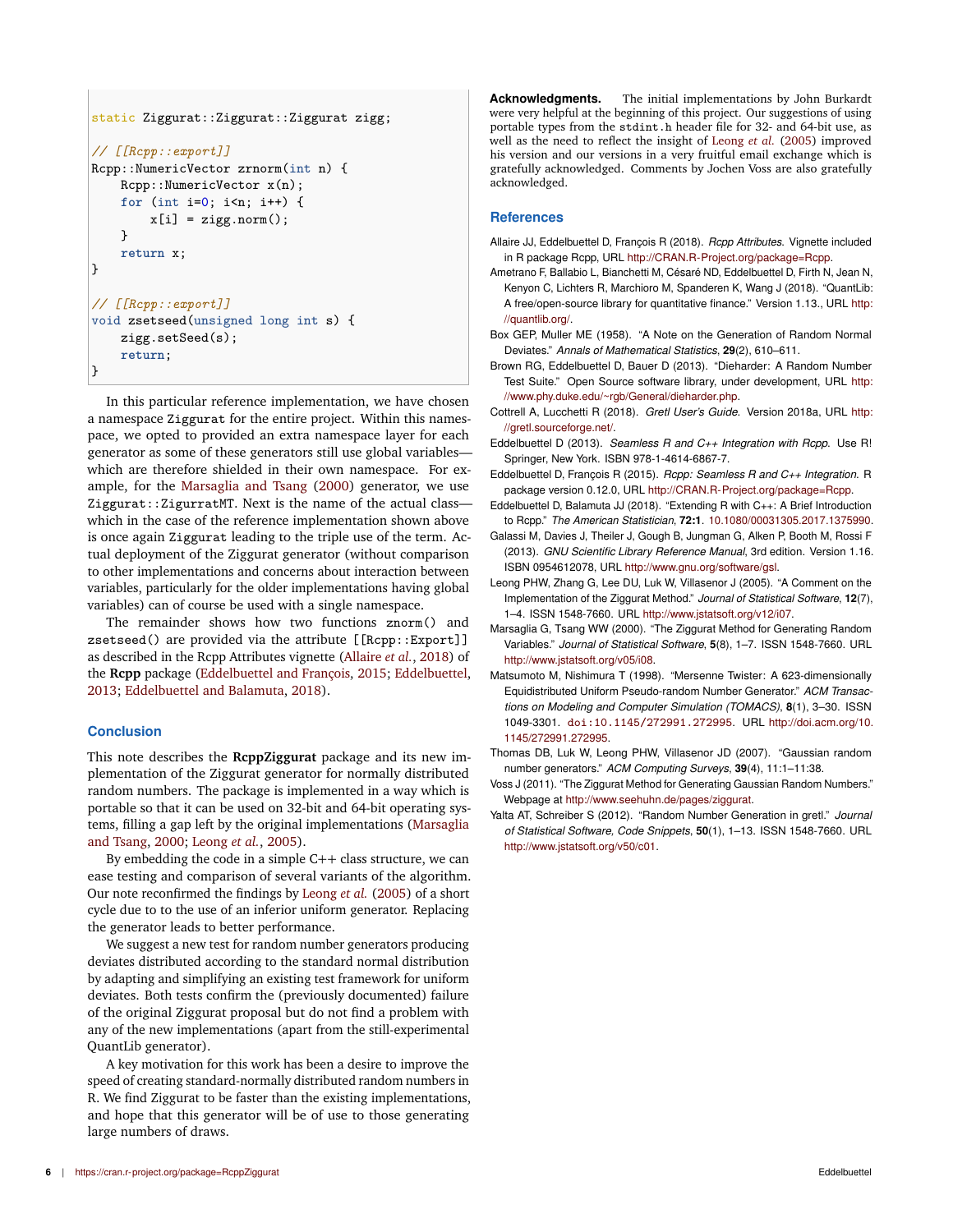```
static Ziggurat::Ziggurat::Ziggurat zigg;

// [[Rcpp::export]]
Rcpp::NumericVector zrnorm(int n) {
    Rcpp::NumericVector x(n);
    for (int i=0; i<n; i++) {
        x[i] = zigg.norm();
    }
    return x;
}

// [[Rcpp::export]]
void zsetseed(unsigned long int s) {
    zigg.setSeed(s);
    return;
}
```

In this particular reference implementation, we have chosen a namespace `Ziggurat` for the entire project. Within this namespace, we opted to provided an extra namespace layer for each generator as some of these generators still use global variables—which are therefore shielded in their own namespace. For example, for the Marsaglia and Tsang (2000) generator, we use `Ziggurat::ZigurratMT`. Next is the name of the actual class—which in the case of the reference implementation shown above is once again `Ziggurat` leading to the triple use of the term. Actual deployment of the Ziggurat generator (without comparison to other implementations and concerns about interaction between variables, particularly for the older implementations having global variables) can of course be used with a single namespace.

The remainder shows how two functions `znorm()` and `zsetseed()` are provided via the attribute `[[Rcpp::Export]]` as described in the Rcpp Attributes vignette (Allaire *et al.*, 2018) of the **Rcpp** package (Eddelbuettel and François, 2015; Eddelbuettel, 2013; Eddelbuettel and Balamuta, 2018).

## Conclusion

This note describes the **RcppZiggurat** package and its new implementation of the Ziggurat generator for normally distributed random numbers. The package is implemented in a way which is portable so that it can be used on 32-bit and 64-bit operating systems, filling a gap left by the original implementations (Marsaglia and Tsang, 2000; Leong *et al.*, 2005).

By embedding the code in a simple C++ class structure, we can ease testing and comparison of several variants of the algorithm. Our note reconfirmed the findings by Leong *et al.* (2005) of a short cycle due to to the use of an inferior uniform generator. Replacing the generator leads to better performance.

We suggest a new test for random number generators producing deviates distributed according to the standard normal distribution by adapting and simplifying an existing test framework for uniform deviates. Both tests confirm the (previously documented) failure of the original Ziggurat proposal but do not find a problem with any of the new implementations (apart from the still-experimental QuantLib generator).

A key motivation for this work has been a desire to improve the speed of creating standard-normally distributed random numbers in R. We find Ziggurat to be faster than the existing implementations, and hope that this generator will be of use to those generating large numbers of draws.

**Acknowledgments.** The initial implementations by John Burkardt were very helpful at the beginning of this project. Our suggestions of using portable types from the `stdint.h` header file for 32- and 64-bit use, as well as the need to reflect the insight of Leong *et al.* (2005) improved his version and our versions in a very fruitful email exchange which is gratefully acknowledged. Comments by Jochen Voss are also gratefully acknowledged.

## References

Allaire JJ, Eddelbuettel D, François R (2018). *Rcpp Attributes*. Vignette included in R package Rcpp, URL http://CRAN.R-Project.org/package=Rcpp.

Ametrano F, Ballabio L, Bianchetti M, Césaré ND, Eddelbuettel D, Firth N, Jean N, Kenyon C, Lichters R, Marchioro M, Spanderen K, Wang J (2018). "QuantLib: A free/open-source library for quantitative finance." Version 1.13., URL http://quantlib.org/.

Box GEP, Muller ME (1958). "A Note on the Generation of Random Normal Deviates." *Annals of Mathematical Statistics*, **29**(2), 610–611.

Brown RG, Eddelbuettel D, Bauer D (2013). "Dieharder: A Random Number Test Suite." Open Source software library, under development, URL http://www.phy.duke.edu/~rgb/General/dieharder.php.

Cottrell A, Lucchetti R (2018). *Gretl User's Guide*. Version 2018a, URL http://gretl.sourceforge.net/.

Eddelbuettel D (2013). *Seamless R and C++ Integration with Rcpp*. Use R! Springer, New York. ISBN 978-1-4614-6867-7.

Eddelbuettel D, François R (2015). *Rcpp: Seamless R and C++ Integration*. R package version 0.12.0, URL http://CRAN.R-Project.org/package=Rcpp.

Eddelbuettel D, Balamuta JJ (2018). "Extending R with C++: A Brief Introduction to Rcpp." *The American Statistician*, **72:1**. 10.1080/00031305.2017.1375990.

Galassi M, Davies J, Theiler J, Gough B, Jungman G, Alken P, Booth M, Rossi F (2013). *GNU Scientific Library Reference Manual*, 3rd edition. Version 1.16. ISBN 0954612078, URL http://www.gnu.org/software/gsl.

Leong PHW, Zhang G, Lee DU, Luk W, Villasenor J (2005). "A Comment on the Implementation of the Ziggurat Method." *Journal of Statistical Software*, **12**(7), 1–4. ISSN 1548-7660. URL http://www.jstatsoft.org/v12/i07.

Marsaglia G, Tsang WW (2000). "The Ziggurat Method for Generating Random Variables." *Journal of Statistical Software*, **5**(8), 1–7. ISSN 1548-7660. URL http://www.jstatsoft.org/v05/i08.

Matsumoto M, Nishimura T (1998). "Mersenne Twister: A 623-dimensionally Equidistributed Uniform Pseudo-random Number Generator." *ACM Transactions on Modeling and Computer Simulation (TOMACS)*, **8**(1), 3–30. ISSN 1049-3301. `doi:10.1145/272991.272995`. URL http://doi.acm.org/10.1145/272991.272995.

Thomas DB, Luk W, Leong PHW, Villasenor JD (2007). "Gaussian random number generators." *ACM Computing Surveys*, **39**(4), 11:1–11:38.

Voss J (2011). "The Ziggurat Method for Generating Gaussian Random Numbers." Webpage at http://www.seehuhn.de/pages/ziggurat.

Yalta AT, Schreiber S (2012). "Random Number Generation in gretl." *Journal of Statistical Software, Code Snippets*, **50**(1), 1–13. ISSN 1548-7660. URL http://www.jstatsoft.org/v50/c01.